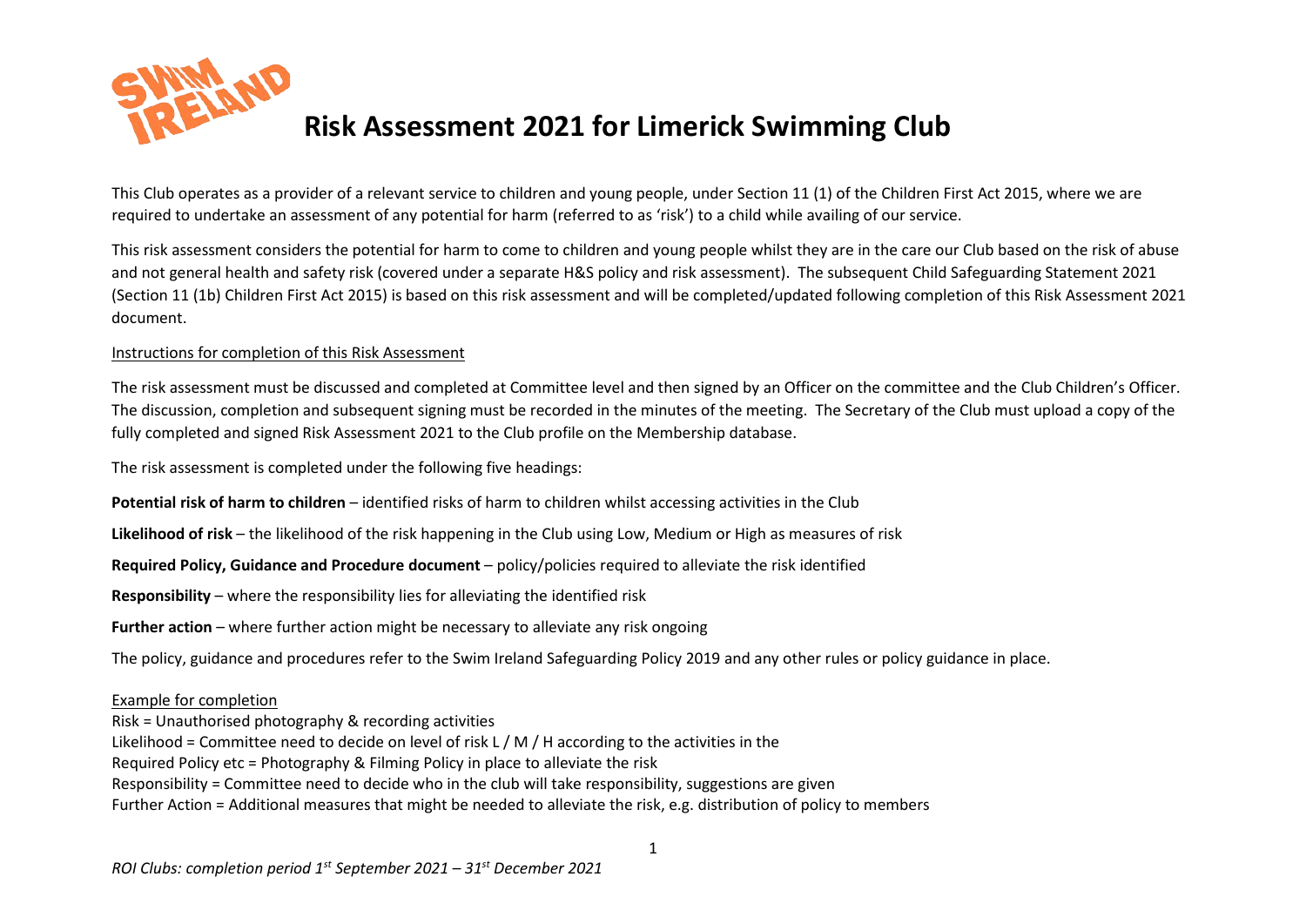# Risk Assessment 2021 for Limerick Swimming Club

This Club operates as a provider of a relevant service to children and young people, under Section 11 (1) of the Children First Act 2015, where we are required to undertake an assessment of any potential for harm (referred to as 'risk') to a child while availing of our service.

This risk assessment considers the potential for harm to come to children and young people whilst they are in the care our Club based on the risk of abuse and not general health and safety risk (covered under a separate H&S policy and risk assessment). The subsequent Child Safeguarding Statement 2021 (Section 11 (1b) Children First Act 2015) is based on this risk assessment and will be completed/updated following completion of this Risk Assessment 2021 document.

<u>Instructions for completion of this Risk Assessment</u>

The risk assessment must be discussed and completed at Committee level and then signed by an Officer on the committee and the Club Children's Officer. The discussion, completion and subsequent signing must be recorded in the minutes of the meeting. The Secretary of the Club must upload a copy of the fully completed and signed Risk Assessment 2021 to the Club profile on the Membership database.

The risk assessment is completed under the following five headings:

**Potential risk of harm to children** – identified risks of harm to children whilst accessing activities in the Club

**Likelihood of risk** – the likelihood of the risk happening in the Club using Low, Medium or High as measures of risk

**Required Policy, Guidance and Procedure document** – policy/policies required to alleviate the risk identified

**Responsibility** – where the responsibility lies for alleviating the identified risk

**Further action** – where further action might be necessary to alleviate any risk ongoing

The policy, guidance and procedures refer to the Swim Ireland Safeguarding Policy 2019 and any other rules or policy guidance in place.

<u>Example for completion</u>

Risk = Unauthorised photography & recording activities
Likelihood = Committee need to decide on level of risk L / M / H according to the activities in the
Required Policy etc = Photography & Filming Policy in place to alleviate the risk
Responsibility = Committee need to decide who in the club will take responsibility, suggestions are given
Further Action = Additional measures that might be needed to alleviate the risk, e.g. distribution of policy to members

*ROI Clubs: completion period 1st September 2021 – 31st December 2021*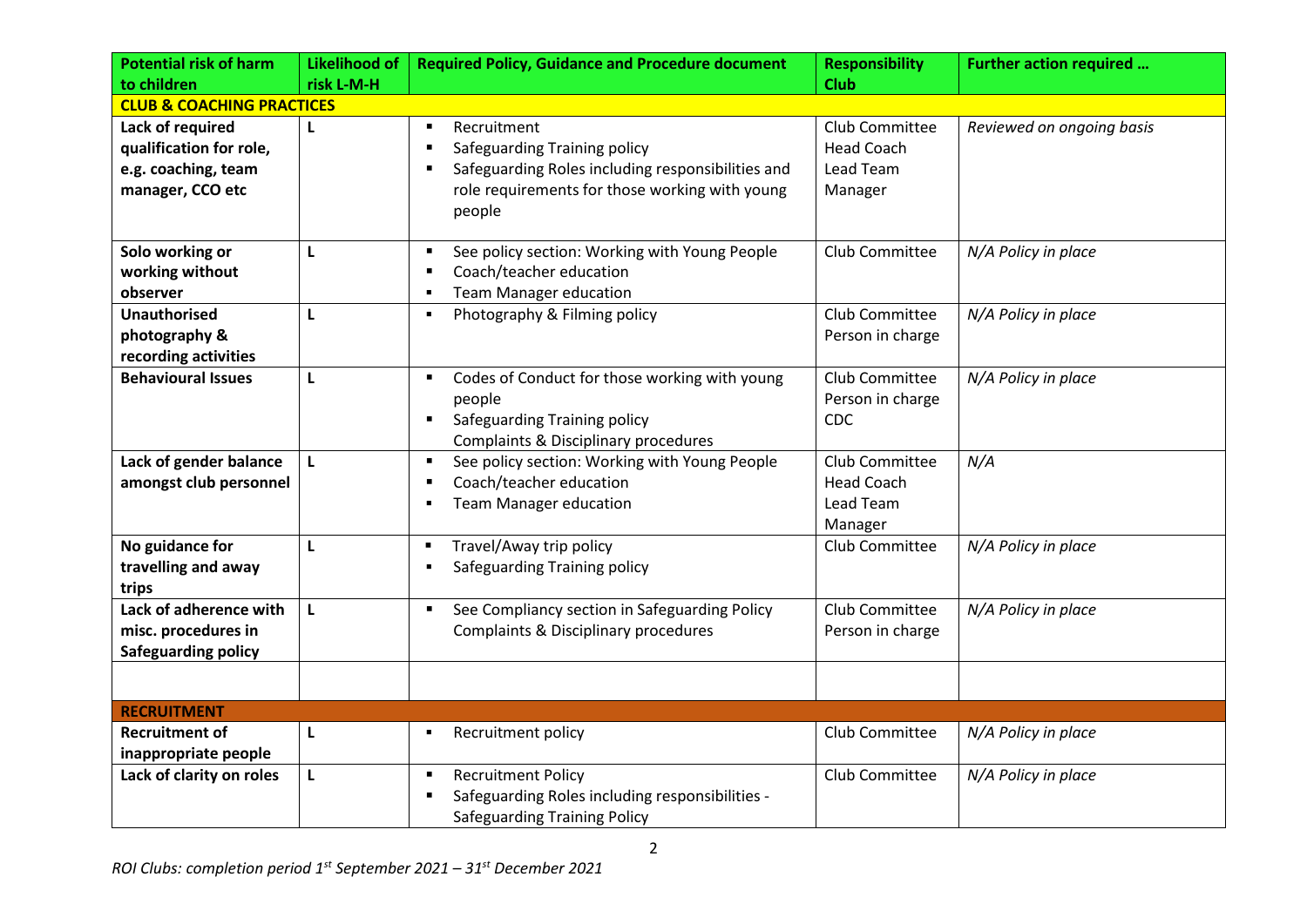| Potential risk of harm to children | Likelihood of risk L-M-H | Required Policy, Guidance and Procedure document | Responsibility Club | Further action required … |
|---|---|---|---|---|
| **CLUB & COACHING PRACTICES** | | | | |
| **Lack of required qualification for role, e.g. coaching, team manager, CCO etc** | L | ▪ Recruitment<br>▪ Safeguarding Training policy<br>▪ Safeguarding Roles including responsibilities and role requirements for those working with young people | Club Committee<br>Head Coach<br>Lead Team Manager | *Reviewed on ongoing basis* |
| **Solo working or working without observer** | L | ▪ See policy section: Working with Young People<br>▪ Coach/teacher education<br>▪ Team Manager education | Club Committee | *N/A Policy in place* |
| **Unauthorised photography & recording activities** | L | ▪ Photography & Filming policy | Club Committee<br>Person in charge | *N/A Policy in place* |
| **Behavioural Issues** | L | ▪ Codes of Conduct for those working with young people<br>▪ Safeguarding Training policy<br>Complaints & Disciplinary procedures | Club Committee<br>Person in charge<br>CDC | *N/A Policy in place* |
| **Lack of gender balance amongst club personnel** | L | ▪ See policy section: Working with Young People<br>▪ Coach/teacher education<br>▪ Team Manager education | Club Committee<br>Head Coach<br>Lead Team Manager | *N/A* |
| **No guidance for travelling and away trips** | L | ▪ Travel/Away trip policy<br>▪ Safeguarding Training policy | Club Committee | *N/A Policy in place* |
| **Lack of adherence with misc. procedures in Safeguarding policy** | L | ▪ See Compliancy section in Safeguarding Policy<br>Complaints & Disciplinary procedures | Club Committee<br>Person in charge | *N/A Policy in place* |
| | | | | |
| **RECRUITMENT** | | | | |
| **Recruitment of inappropriate people** | L | ▪ Recruitment policy | Club Committee | *N/A Policy in place* |
| **Lack of clarity on roles** | L | ▪ Recruitment Policy<br>▪ Safeguarding Roles including responsibilities - Safeguarding Training Policy | Club Committee | *N/A Policy in place* |

*ROI Clubs: completion period 1st September 2021 – 31st December 2021*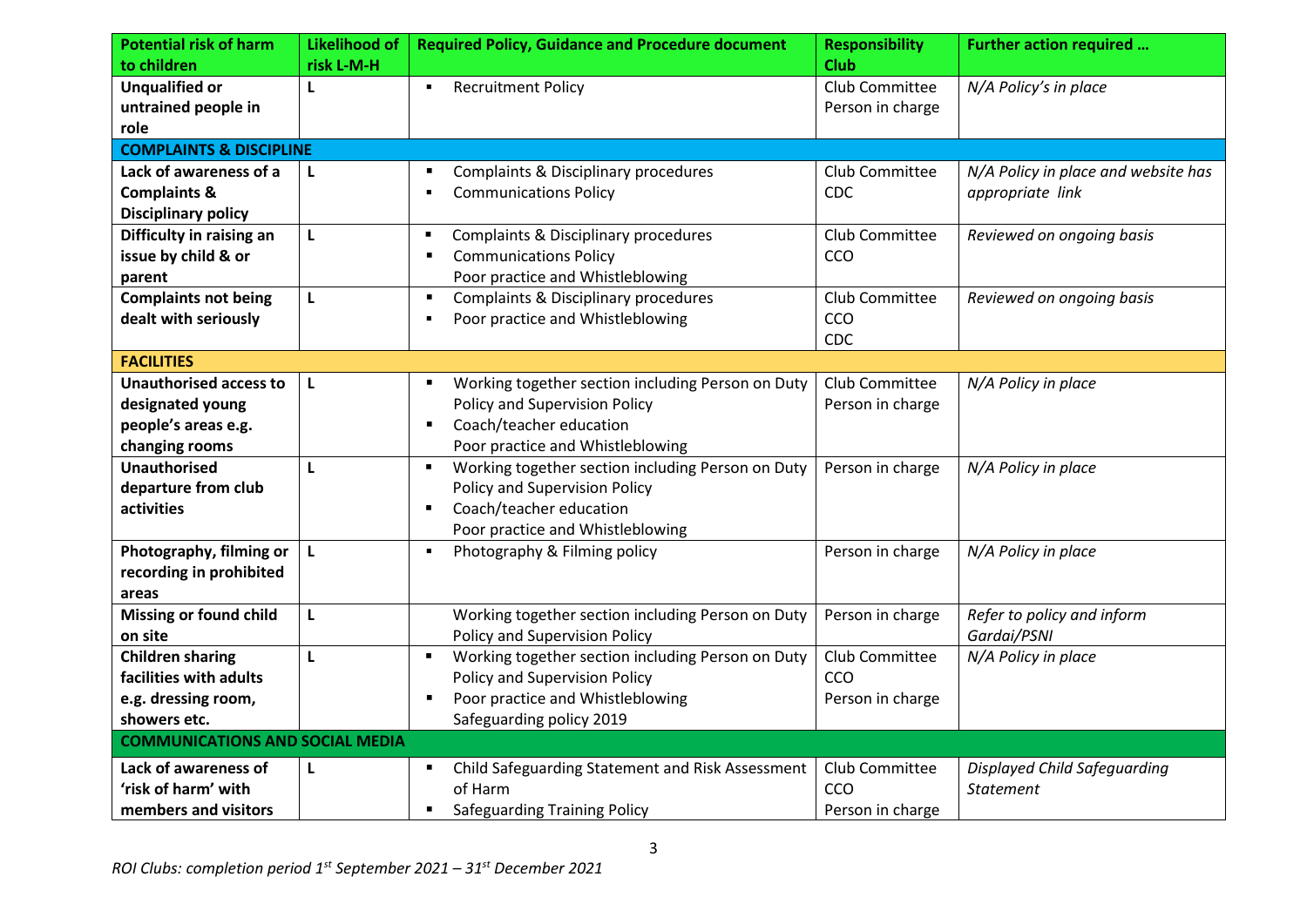| Potential risk of harm to children | Likelihood of risk L-M-H | Required Policy, Guidance and Procedure document | Responsibility Club | Further action required … |
|---|---|---|---|---|
| **Unqualified or untrained people in role** | L | ▪ Recruitment Policy | Club Committee<br>Person in charge | *N/A Policy's in place* |
| **COMPLAINTS & DISCIPLINE** | | | | |
| **Lack of awareness of a Complaints & Disciplinary policy** | L | ▪ Complaints & Disciplinary procedures<br>▪ Communications Policy | Club Committee<br>CDC | *N/A Policy in place and website has appropriate link* |
| **Difficulty in raising an issue by child & or parent** | L | ▪ Complaints & Disciplinary procedures<br>▪ Communications Policy<br>Poor practice and Whistleblowing | Club Committee<br>CCO | *Reviewed on ongoing basis* |
| **Complaints not being dealt with seriously** | L | ▪ Complaints & Disciplinary procedures<br>▪ Poor practice and Whistleblowing | Club Committee<br>CCO<br>CDC | *Reviewed on ongoing basis* |
| **FACILITIES** | | | | |
| **Unauthorised access to designated young people's areas e.g. changing rooms** | L | ▪ Working together section including Person on Duty Policy and Supervision Policy<br>▪ Coach/teacher education<br>Poor practice and Whistleblowing | Club Committee<br>Person in charge | *N/A Policy in place* |
| **Unauthorised departure from club activities** | L | ▪ Working together section including Person on Duty Policy and Supervision Policy<br>▪ Coach/teacher education<br>Poor practice and Whistleblowing | Person in charge | *N/A Policy in place* |
| **Photography, filming or recording in prohibited areas** | L | ▪ Photography & Filming policy | Person in charge | *N/A Policy in place* |
| **Missing or found child on site** | L | Working together section including Person on Duty Policy and Supervision Policy | Person in charge | *Refer to policy and inform Gardai/PSNI* |
| **Children sharing facilities with adults e.g. dressing room, showers etc.** | L | ▪ Working together section including Person on Duty Policy and Supervision Policy<br>▪ Poor practice and Whistleblowing<br>Safeguarding policy 2019 | Club Committee<br>CCO<br>Person in charge | *N/A Policy in place* |
| **COMMUNICATIONS AND SOCIAL MEDIA** | | | | |
| **Lack of awareness of 'risk of harm' with members and visitors** | L | ▪ Child Safeguarding Statement and Risk Assessment of Harm<br>▪ Safeguarding Training Policy | Club Committee<br>CCO<br>Person in charge | *Displayed Child Safeguarding Statement* |

*ROI Clubs: completion period 1st September 2021 – 31st December 2021*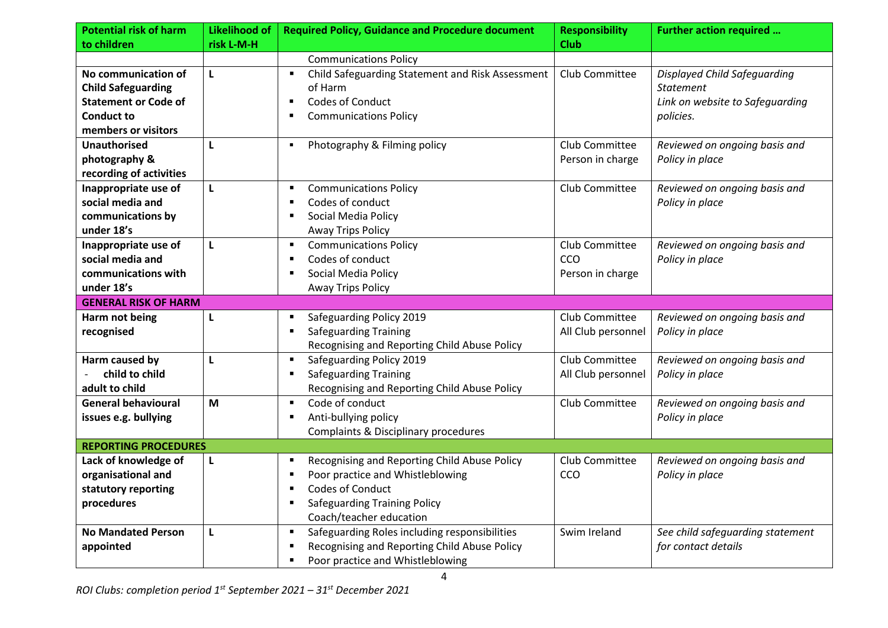| Potential risk of harm to children | Likelihood of risk L-M-H | Required Policy, Guidance and Procedure document | Responsibility Club | Further action required … |
|---|---|---|---|---|
| | | Communications Policy | | |
| **No communication of Child Safeguarding Statement or Code of Conduct to members or visitors** | **L** | ▪ Child Safeguarding Statement and Risk Assessment of Harm<br>▪ Codes of Conduct<br>▪ Communications Policy | Club Committee | *Displayed Child Safeguarding Statement*<br>*Link on website to Safeguarding policies.* |
| **Unauthorised photography & recording of activities** | **L** | ▪ Photography & Filming policy | Club Committee<br>Person in charge | *Reviewed on ongoing basis and Policy in place* |
| **Inappropriate use of social media and communications by under 18's** | **L** | ▪ Communications Policy<br>▪ Codes of conduct<br>▪ Social Media Policy<br>Away Trips Policy | Club Committee | *Reviewed on ongoing basis and Policy in place* |
| **Inappropriate use of social media and communications with under 18's** | **L** | ▪ Communications Policy<br>▪ Codes of conduct<br>▪ Social Media Policy<br>Away Trips Policy | Club Committee<br>CCO<br>Person in charge | *Reviewed on ongoing basis and Policy in place* |
| **GENERAL RISK OF HARM** | | | | |
| **Harm not being recognised** | **L** | ▪ Safeguarding Policy 2019<br>▪ Safeguarding Training<br>Recognising and Reporting Child Abuse Policy | Club Committee<br>All Club personnel | *Reviewed on ongoing basis and Policy in place* |
| **Harm caused by**<br>- **child to child**<br>**adult to child** | **L** | ▪ Safeguarding Policy 2019<br>▪ Safeguarding Training<br>Recognising and Reporting Child Abuse Policy | Club Committee<br>All Club personnel | *Reviewed on ongoing basis and Policy in place* |
| **General behavioural issues e.g. bullying** | **M** | ▪ Code of conduct<br>▪ Anti-bullying policy<br>Complaints & Disciplinary procedures | Club Committee | *Reviewed on ongoing basis and Policy in place* |
| **REPORTING PROCEDURES** | | | | |
| **Lack of knowledge of organisational and statutory reporting procedures** | **L** | ▪ Recognising and Reporting Child Abuse Policy<br>▪ Poor practice and Whistleblowing<br>▪ Codes of Conduct<br>▪ Safeguarding Training Policy<br>Coach/teacher education | Club Committee<br>CCO | *Reviewed on ongoing basis and Policy in place* |
| **No Mandated Person appointed** | **L** | ▪ Safeguarding Roles including responsibilities<br>▪ Recognising and Reporting Child Abuse Policy<br>▪ Poor practice and Whistleblowing | Swim Ireland | *See child safeguarding statement for contact details* |

*ROI Clubs: completion period 1st September 2021 – 31st December 2021*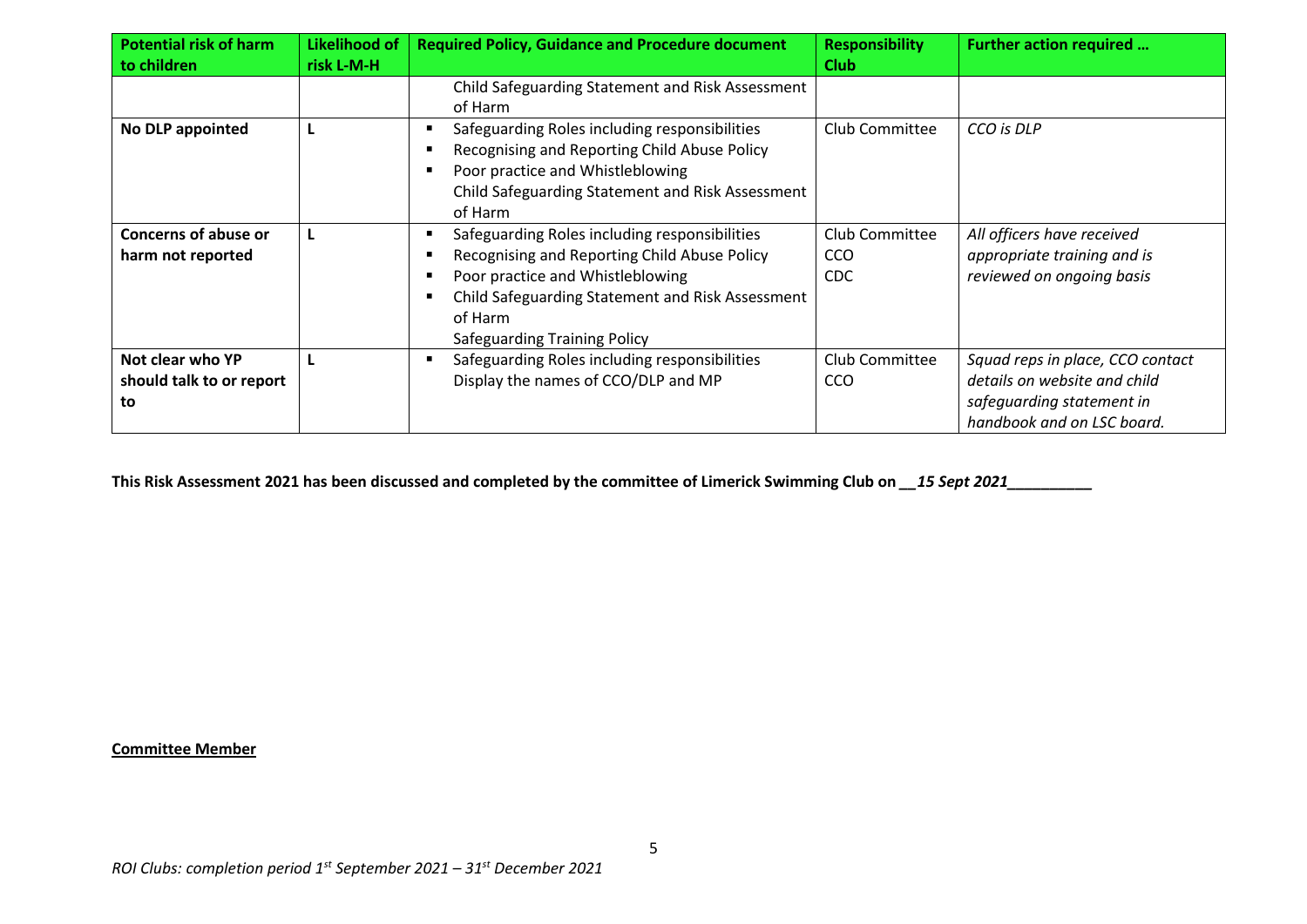| Potential risk of harm to children | Likelihood of risk L-M-H | Required Policy, Guidance and Procedure document | Responsibility Club | Further action required … |
|---|---|---|---|---|
| | | Child Safeguarding Statement and Risk Assessment of Harm | | |
| **No DLP appointed** | **L** | ▪ Safeguarding Roles including responsibilities<br>▪ Recognising and Reporting Child Abuse Policy<br>▪ Poor practice and Whistleblowing<br>Child Safeguarding Statement and Risk Assessment of Harm | Club Committee | *CCO is DLP* |
| **Concerns of abuse or harm not reported** | **L** | ▪ Safeguarding Roles including responsibilities<br>▪ Recognising and Reporting Child Abuse Policy<br>▪ Poor practice and Whistleblowing<br>▪ Child Safeguarding Statement and Risk Assessment of Harm<br>Safeguarding Training Policy | Club Committee<br>CCO<br>CDC | *All officers have received appropriate training and is reviewed on ongoing basis* |
| **Not clear who YP should talk to or report to** | **L** | ▪ Safeguarding Roles including responsibilities<br>Display the names of CCO/DLP and MP | Club Committee<br>CCO | *Squad reps in place, CCO contact details on website and child safeguarding statement in handbook and on LSC board.* |

**This Risk Assessment 2021 has been discussed and completed by the committee of Limerick Swimming Club on __*15 Sept 2021*__________**

**Committee Member**

*ROI Clubs: completion period 1st September 2021 – 31st December 2021*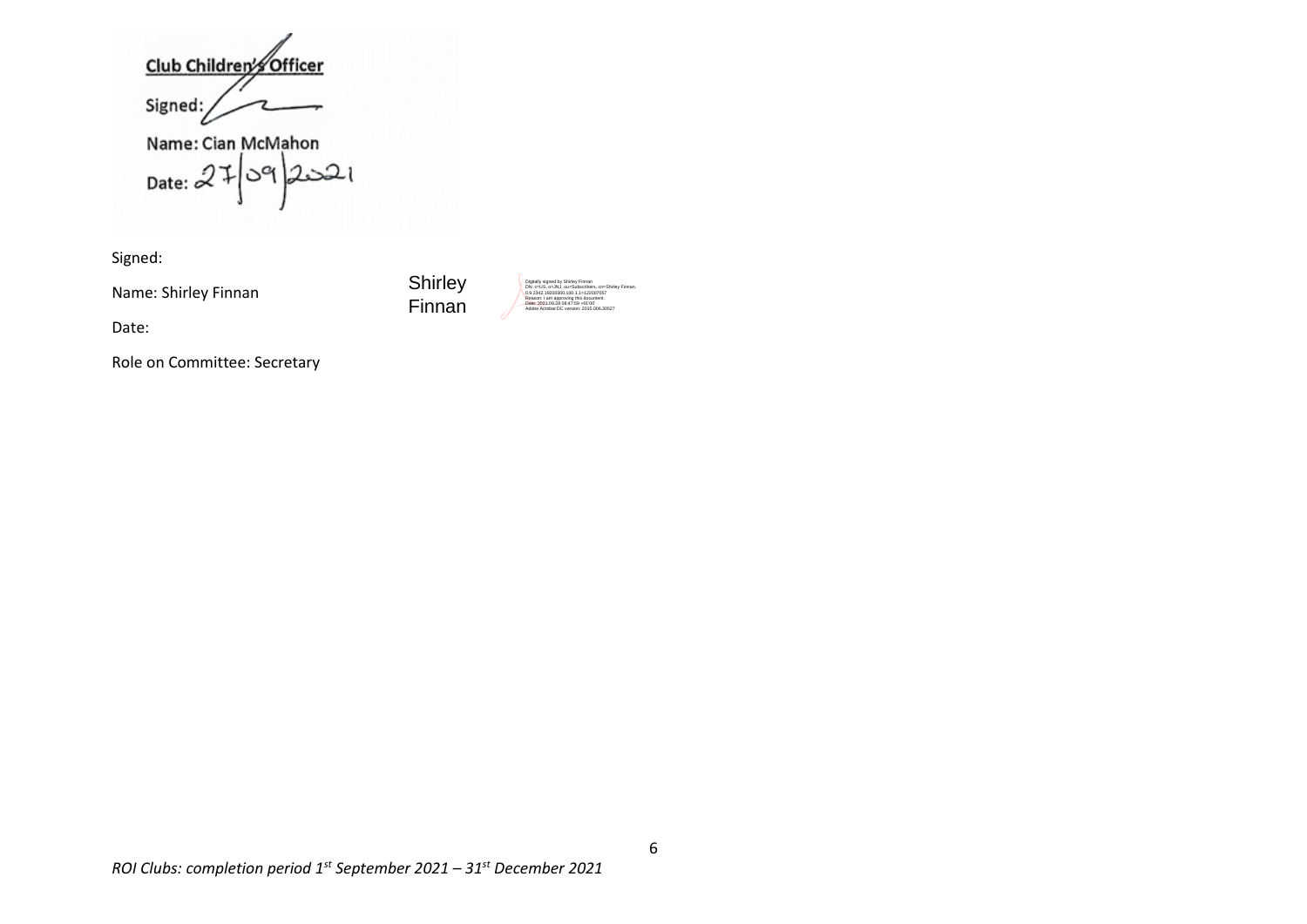**Club Children's Officer**

Signed:

Name: Cian McMahon

Date: 27/09/2021

Signed:

Name: Shirley Finnan

Shirley Finnan

Digitally signed by Shirley Finnan
DN: c=US, o=JNJ, ou=Subscribers, cn=Shirley Finnan, 0.9.2342.19200300.100.1.1=121007057
Reason: I am approving this document.
Date: 2021.09.28 08:47:59 +01'00'
Adobe Acrobat DC version: 2015.006.30527

Date:

Role on Committee: Secretary

*ROI Clubs: completion period 1st September 2021 – 31st December 2021*